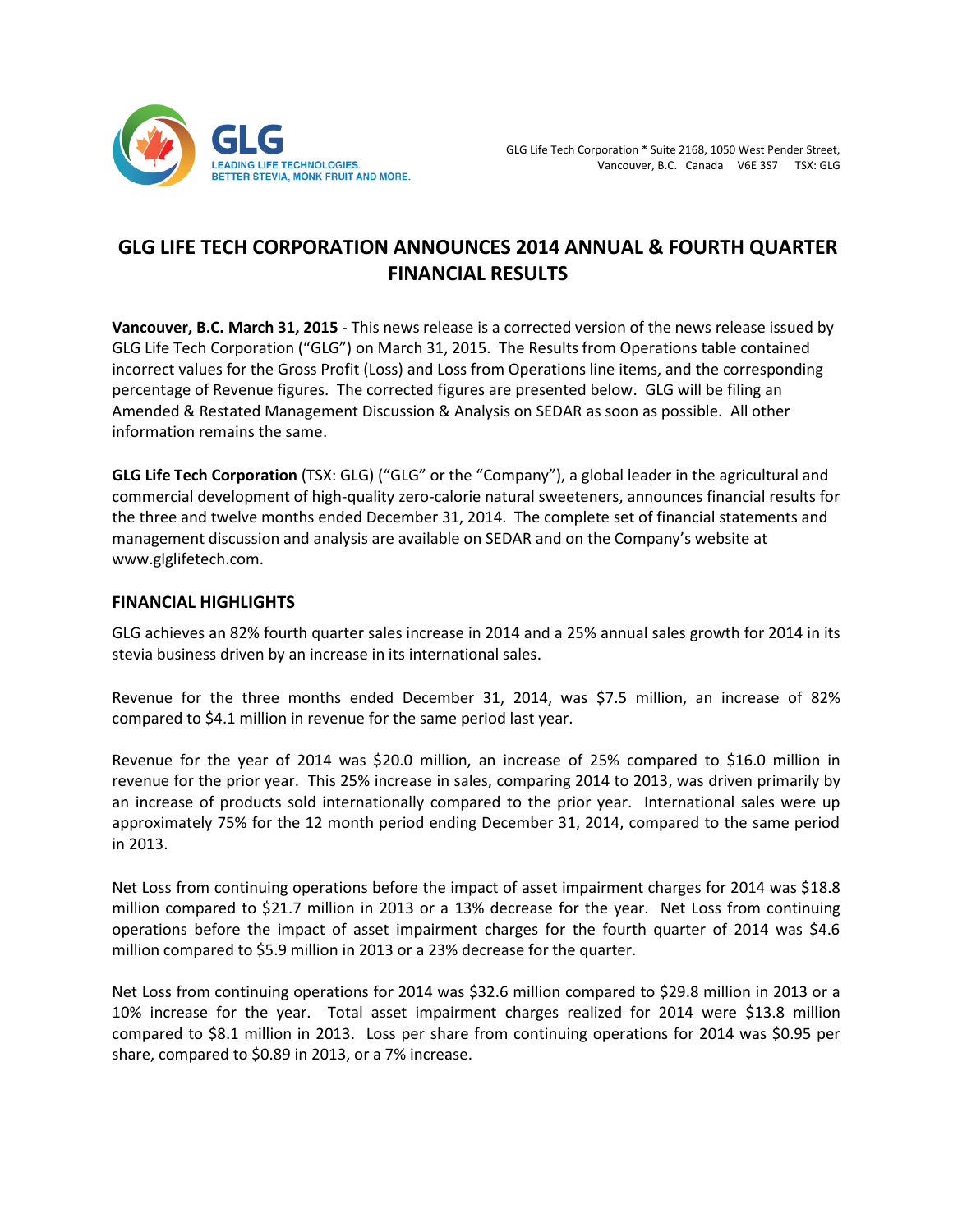GLG Life Tech Corporation * Suite 2168, 1050 West Pender Street, Vancouver, B.C. Canada V6E 3S7 TSX: GLG

# GLG LIFE TECH CORPORATION ANNOUNCES 2014 ANNUAL & FOURTH QUARTER FINANCIAL RESULTS

**Vancouver, B.C. March 31, 2015** - This news release is a corrected version of the news release issued by GLG Life Tech Corporation ("GLG") on March 31, 2015. The Results from Operations table contained incorrect values for the Gross Profit (Loss) and Loss from Operations line items, and the corresponding percentage of Revenue figures. The corrected figures are presented below. GLG will be filing an Amended & Restated Management Discussion & Analysis on SEDAR as soon as possible. All other information remains the same.

**GLG Life Tech Corporation** (TSX: GLG) ("GLG" or the "Company"), a global leader in the agricultural and commercial development of high-quality zero-calorie natural sweeteners, announces financial results for the three and twelve months ended December 31, 2014. The complete set of financial statements and management discussion and analysis are available on SEDAR and on the Company's website at www.glglifetech.com.

## FINANCIAL HIGHLIGHTS

GLG achieves an 82% fourth quarter sales increase in 2014 and a 25% annual sales growth for 2014 in its stevia business driven by an increase in its international sales.

Revenue for the three months ended December 31, 2014, was $7.5 million, an increase of 82% compared to $4.1 million in revenue for the same period last year.

Revenue for the year of 2014 was $20.0 million, an increase of 25% compared to $16.0 million in revenue for the prior year. This 25% increase in sales, comparing 2014 to 2013, was driven primarily by an increase of products sold internationally compared to the prior year. International sales were up approximately 75% for the 12 month period ending December 31, 2014, compared to the same period in 2013.

Net Loss from continuing operations before the impact of asset impairment charges for 2014 was $18.8 million compared to $21.7 million in 2013 or a 13% decrease for the year. Net Loss from continuing operations before the impact of asset impairment charges for the fourth quarter of 2014 was $4.6 million compared to $5.9 million in 2013 or a 23% decrease for the quarter.

Net Loss from continuing operations for 2014 was $32.6 million compared to $29.8 million in 2013 or a 10% increase for the year. Total asset impairment charges realized for 2014 were $13.8 million compared to $8.1 million in 2013. Loss per share from continuing operations for 2014 was $0.95 per share, compared to $0.89 in 2013, or a 7% increase.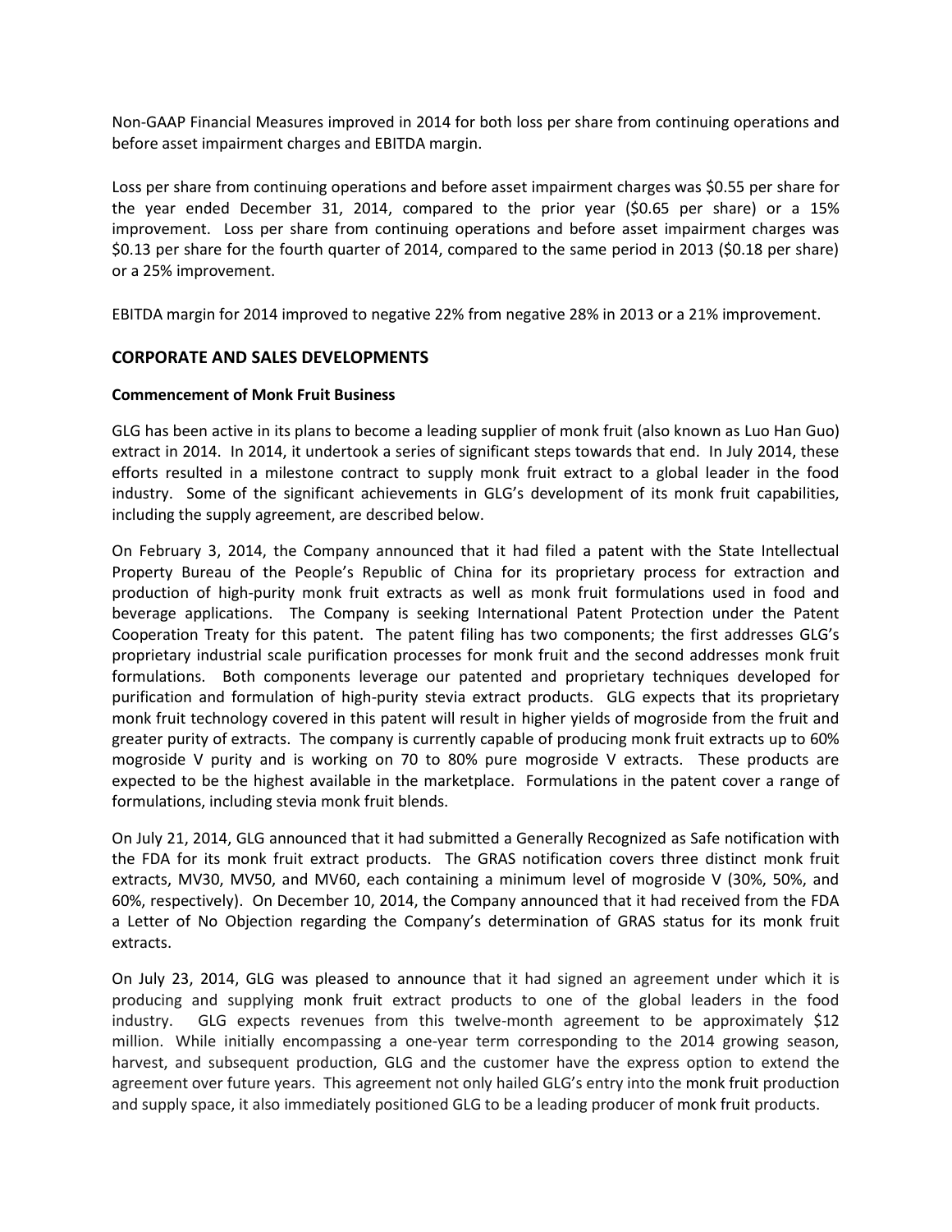Non-GAAP Financial Measures improved in 2014 for both loss per share from continuing operations and before asset impairment charges and EBITDA margin.

Loss per share from continuing operations and before asset impairment charges was $0.55 per share for the year ended December 31, 2014, compared to the prior year ($0.65 per share) or a 15% improvement. Loss per share from continuing operations and before asset impairment charges was $0.13 per share for the fourth quarter of 2014, compared to the same period in 2013 ($0.18 per share) or a 25% improvement.

EBITDA margin for 2014 improved to negative 22% from negative 28% in 2013 or a 21% improvement.

## CORPORATE AND SALES DEVELOPMENTS

**Commencement of Monk Fruit Business**

GLG has been active in its plans to become a leading supplier of monk fruit (also known as Luo Han Guo) extract in 2014. In 2014, it undertook a series of significant steps towards that end. In July 2014, these efforts resulted in a milestone contract to supply monk fruit extract to a global leader in the food industry. Some of the significant achievements in GLG's development of its monk fruit capabilities, including the supply agreement, are described below.

On February 3, 2014, the Company announced that it had filed a patent with the State Intellectual Property Bureau of the People's Republic of China for its proprietary process for extraction and production of high-purity monk fruit extracts as well as monk fruit formulations used in food and beverage applications. The Company is seeking International Patent Protection under the Patent Cooperation Treaty for this patent. The patent filing has two components; the first addresses GLG's proprietary industrial scale purification processes for monk fruit and the second addresses monk fruit formulations. Both components leverage our patented and proprietary techniques developed for purification and formulation of high-purity stevia extract products. GLG expects that its proprietary monk fruit technology covered in this patent will result in higher yields of mogroside from the fruit and greater purity of extracts. The company is currently capable of producing monk fruit extracts up to 60% mogroside V purity and is working on 70 to 80% pure mogroside V extracts. These products are expected to be the highest available in the marketplace. Formulations in the patent cover a range of formulations, including stevia monk fruit blends.

On July 21, 2014, GLG announced that it had submitted a Generally Recognized as Safe notification with the FDA for its monk fruit extract products. The GRAS notification covers three distinct monk fruit extracts, MV30, MV50, and MV60, each containing a minimum level of mogroside V (30%, 50%, and 60%, respectively). On December 10, 2014, the Company announced that it had received from the FDA a Letter of No Objection regarding the Company's determination of GRAS status for its monk fruit extracts.

On July 23, 2014, GLG was pleased to announce that it had signed an agreement under which it is producing and supplying monk fruit extract products to one of the global leaders in the food industry. GLG expects revenues from this twelve-month agreement to be approximately $12 million. While initially encompassing a one-year term corresponding to the 2014 growing season, harvest, and subsequent production, GLG and the customer have the express option to extend the agreement over future years. This agreement not only hailed GLG's entry into the monk fruit production and supply space, it also immediately positioned GLG to be a leading producer of monk fruit products.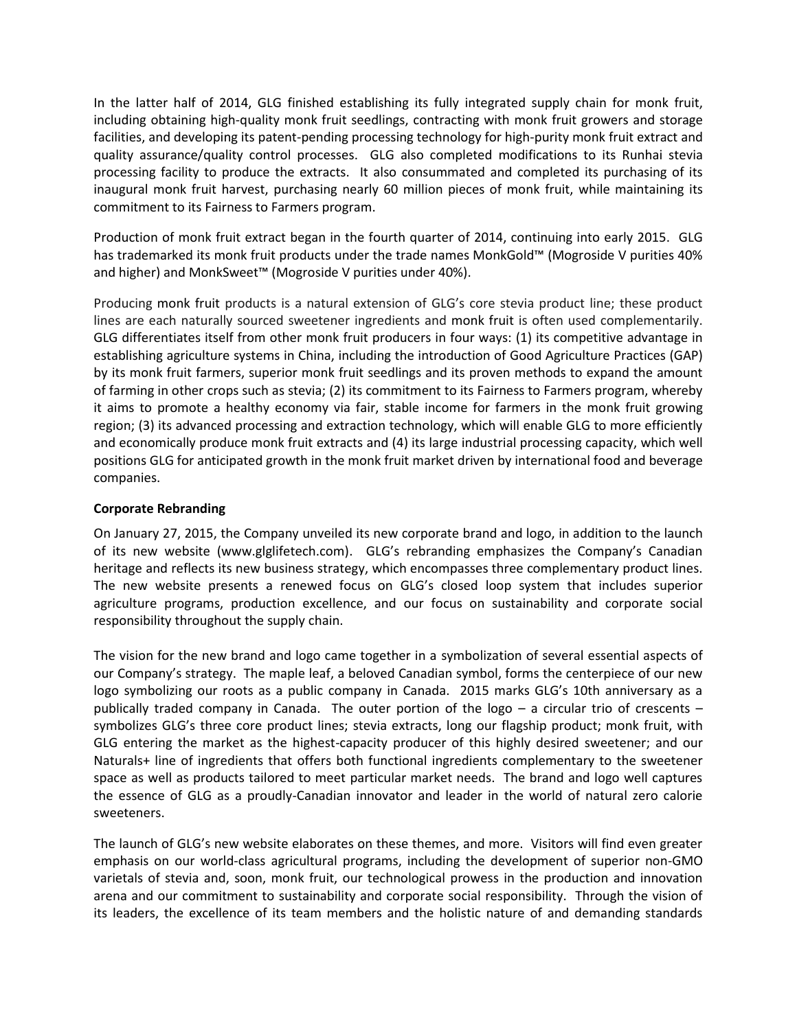In the latter half of 2014, GLG finished establishing its fully integrated supply chain for monk fruit, including obtaining high-quality monk fruit seedlings, contracting with monk fruit growers and storage facilities, and developing its patent-pending processing technology for high-purity monk fruit extract and quality assurance/quality control processes. GLG also completed modifications to its Runhai stevia processing facility to produce the extracts. It also consummated and completed its purchasing of its inaugural monk fruit harvest, purchasing nearly 60 million pieces of monk fruit, while maintaining its commitment to its Fairness to Farmers program.

Production of monk fruit extract began in the fourth quarter of 2014, continuing into early 2015. GLG has trademarked its monk fruit products under the trade names MonkGold™ (Mogroside V purities 40% and higher) and MonkSweet™ (Mogroside V purities under 40%).

Producing monk fruit products is a natural extension of GLG's core stevia product line; these product lines are each naturally sourced sweetener ingredients and monk fruit is often used complementarily. GLG differentiates itself from other monk fruit producers in four ways: (1) its competitive advantage in establishing agriculture systems in China, including the introduction of Good Agriculture Practices (GAP) by its monk fruit farmers, superior monk fruit seedlings and its proven methods to expand the amount of farming in other crops such as stevia; (2) its commitment to its Fairness to Farmers program, whereby it aims to promote a healthy economy via fair, stable income for farmers in the monk fruit growing region; (3) its advanced processing and extraction technology, which will enable GLG to more efficiently and economically produce monk fruit extracts and (4) its large industrial processing capacity, which well positions GLG for anticipated growth in the monk fruit market driven by international food and beverage companies.

**Corporate Rebranding**

On January 27, 2015, the Company unveiled its new corporate brand and logo, in addition to the launch of its new website (www.glglifetech.com). GLG's rebranding emphasizes the Company's Canadian heritage and reflects its new business strategy, which encompasses three complementary product lines. The new website presents a renewed focus on GLG's closed loop system that includes superior agriculture programs, production excellence, and our focus on sustainability and corporate social responsibility throughout the supply chain.

The vision for the new brand and logo came together in a symbolization of several essential aspects of our Company's strategy. The maple leaf, a beloved Canadian symbol, forms the centerpiece of our new logo symbolizing our roots as a public company in Canada. 2015 marks GLG's 10th anniversary as a publically traded company in Canada. The outer portion of the logo – a circular trio of crescents – symbolizes GLG's three core product lines; stevia extracts, long our flagship product; monk fruit, with GLG entering the market as the highest-capacity producer of this highly desired sweetener; and our Naturals+ line of ingredients that offers both functional ingredients complementary to the sweetener space as well as products tailored to meet particular market needs. The brand and logo well captures the essence of GLG as a proudly-Canadian innovator and leader in the world of natural zero calorie sweeteners.

The launch of GLG's new website elaborates on these themes, and more. Visitors will find even greater emphasis on our world-class agricultural programs, including the development of superior non-GMO varietals of stevia and, soon, monk fruit, our technological prowess in the production and innovation arena and our commitment to sustainability and corporate social responsibility. Through the vision of its leaders, the excellence of its team members and the holistic nature of and demanding standards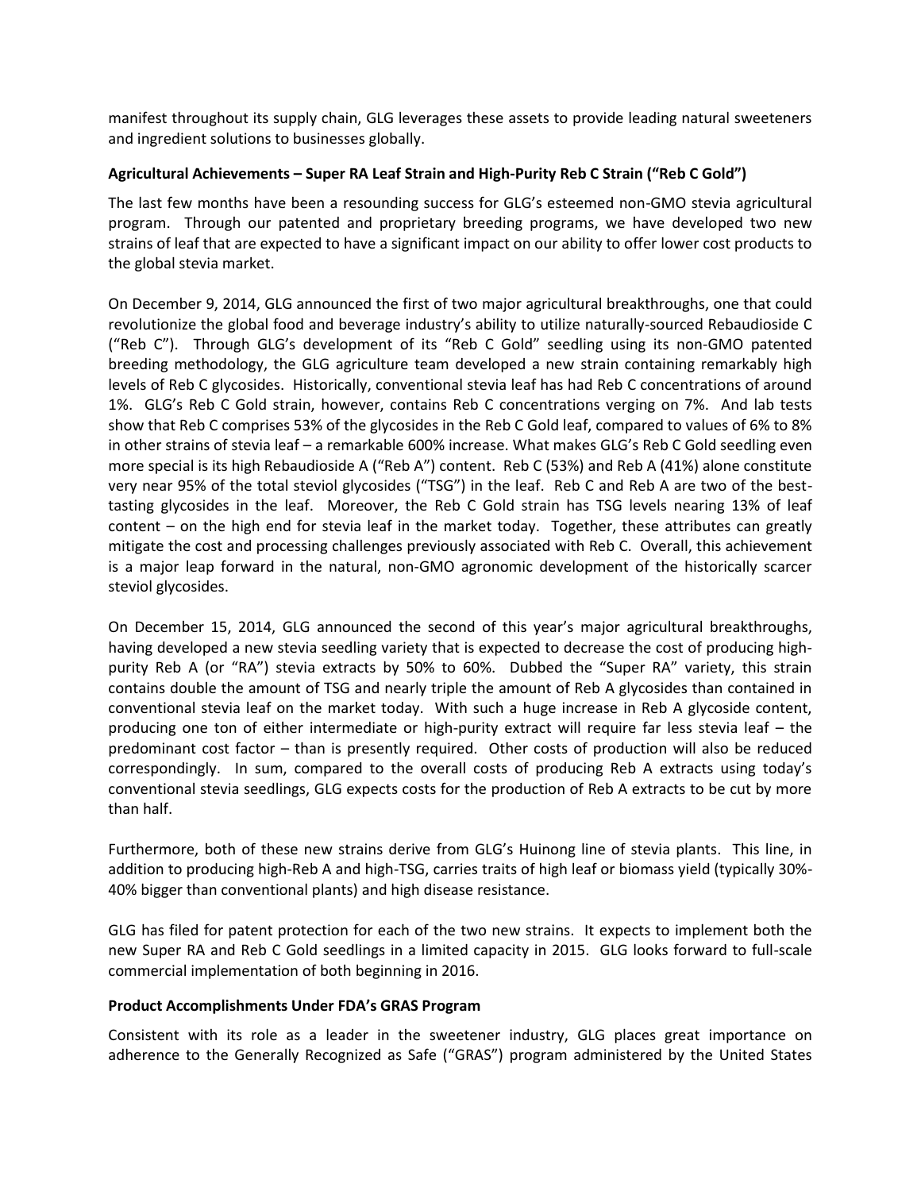manifest throughout its supply chain, GLG leverages these assets to provide leading natural sweeteners and ingredient solutions to businesses globally.

**Agricultural Achievements – Super RA Leaf Strain and High-Purity Reb C Strain ("Reb C Gold")**

The last few months have been a resounding success for GLG's esteemed non-GMO stevia agricultural program. Through our patented and proprietary breeding programs, we have developed two new strains of leaf that are expected to have a significant impact on our ability to offer lower cost products to the global stevia market.

On December 9, 2014, GLG announced the first of two major agricultural breakthroughs, one that could revolutionize the global food and beverage industry's ability to utilize naturally-sourced Rebaudioside C ("Reb C"). Through GLG's development of its "Reb C Gold" seedling using its non-GMO patented breeding methodology, the GLG agriculture team developed a new strain containing remarkably high levels of Reb C glycosides. Historically, conventional stevia leaf has had Reb C concentrations of around 1%. GLG's Reb C Gold strain, however, contains Reb C concentrations verging on 7%. And lab tests show that Reb C comprises 53% of the glycosides in the Reb C Gold leaf, compared to values of 6% to 8% in other strains of stevia leaf – a remarkable 600% increase. What makes GLG's Reb C Gold seedling even more special is its high Rebaudioside A ("Reb A") content. Reb C (53%) and Reb A (41%) alone constitute very near 95% of the total steviol glycosides ("TSG") in the leaf. Reb C and Reb A are two of the best-tasting glycosides in the leaf. Moreover, the Reb C Gold strain has TSG levels nearing 13% of leaf content – on the high end for stevia leaf in the market today. Together, these attributes can greatly mitigate the cost and processing challenges previously associated with Reb C. Overall, this achievement is a major leap forward in the natural, non-GMO agronomic development of the historically scarcer steviol glycosides.

On December 15, 2014, GLG announced the second of this year's major agricultural breakthroughs, having developed a new stevia seedling variety that is expected to decrease the cost of producing high-purity Reb A (or "RA") stevia extracts by 50% to 60%. Dubbed the "Super RA" variety, this strain contains double the amount of TSG and nearly triple the amount of Reb A glycosides than contained in conventional stevia leaf on the market today. With such a huge increase in Reb A glycoside content, producing one ton of either intermediate or high-purity extract will require far less stevia leaf – the predominant cost factor – than is presently required. Other costs of production will also be reduced correspondingly. In sum, compared to the overall costs of producing Reb A extracts using today's conventional stevia seedlings, GLG expects costs for the production of Reb A extracts to be cut by more than half.

Furthermore, both of these new strains derive from GLG's Huinong line of stevia plants. This line, in addition to producing high-Reb A and high-TSG, carries traits of high leaf or biomass yield (typically 30%-40% bigger than conventional plants) and high disease resistance.

GLG has filed for patent protection for each of the two new strains. It expects to implement both the new Super RA and Reb C Gold seedlings in a limited capacity in 2015. GLG looks forward to full-scale commercial implementation of both beginning in 2016.

**Product Accomplishments Under FDA's GRAS Program**

Consistent with its role as a leader in the sweetener industry, GLG places great importance on adherence to the Generally Recognized as Safe ("GRAS") program administered by the United States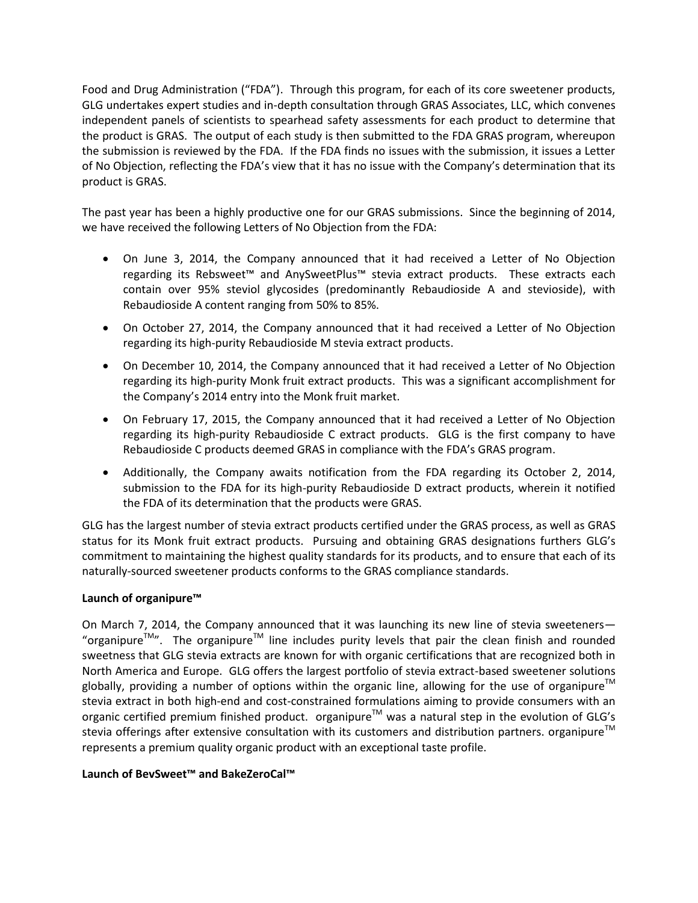Food and Drug Administration ("FDA"). Through this program, for each of its core sweetener products, GLG undertakes expert studies and in-depth consultation through GRAS Associates, LLC, which convenes independent panels of scientists to spearhead safety assessments for each product to determine that the product is GRAS. The output of each study is then submitted to the FDA GRAS program, whereupon the submission is reviewed by the FDA. If the FDA finds no issues with the submission, it issues a Letter of No Objection, reflecting the FDA's view that it has no issue with the Company's determination that its product is GRAS.

The past year has been a highly productive one for our GRAS submissions. Since the beginning of 2014, we have received the following Letters of No Objection from the FDA:

- On June 3, 2014, the Company announced that it had received a Letter of No Objection regarding its Rebsweet™ and AnySweetPlus™ stevia extract products. These extracts each contain over 95% steviol glycosides (predominantly Rebaudioside A and stevioside), with Rebaudioside A content ranging from 50% to 85%.
- On October 27, 2014, the Company announced that it had received a Letter of No Objection regarding its high-purity Rebaudioside M stevia extract products.
- On December 10, 2014, the Company announced that it had received a Letter of No Objection regarding its high-purity Monk fruit extract products. This was a significant accomplishment for the Company's 2014 entry into the Monk fruit market.
- On February 17, 2015, the Company announced that it had received a Letter of No Objection regarding its high-purity Rebaudioside C extract products. GLG is the first company to have Rebaudioside C products deemed GRAS in compliance with the FDA's GRAS program.
- Additionally, the Company awaits notification from the FDA regarding its October 2, 2014, submission to the FDA for its high-purity Rebaudioside D extract products, wherein it notified the FDA of its determination that the products were GRAS.

GLG has the largest number of stevia extract products certified under the GRAS process, as well as GRAS status for its Monk fruit extract products. Pursuing and obtaining GRAS designations furthers GLG's commitment to maintaining the highest quality standards for its products, and to ensure that each of its naturally-sourced sweetener products conforms to the GRAS compliance standards.

**Launch of organipure™**

On March 7, 2014, the Company announced that it was launching its new line of stevia sweeteners—"organipure™". The organipure™ line includes purity levels that pair the clean finish and rounded sweetness that GLG stevia extracts are known for with organic certifications that are recognized both in North America and Europe. GLG offers the largest portfolio of stevia extract-based sweetener solutions globally, providing a number of options within the organic line, allowing for the use of organipure™ stevia extract in both high-end and cost-constrained formulations aiming to provide consumers with an organic certified premium finished product. organipure™ was a natural step in the evolution of GLG's stevia offerings after extensive consultation with its customers and distribution partners. organipure™ represents a premium quality organic product with an exceptional taste profile.

**Launch of BevSweet™ and BakeZeroCal™**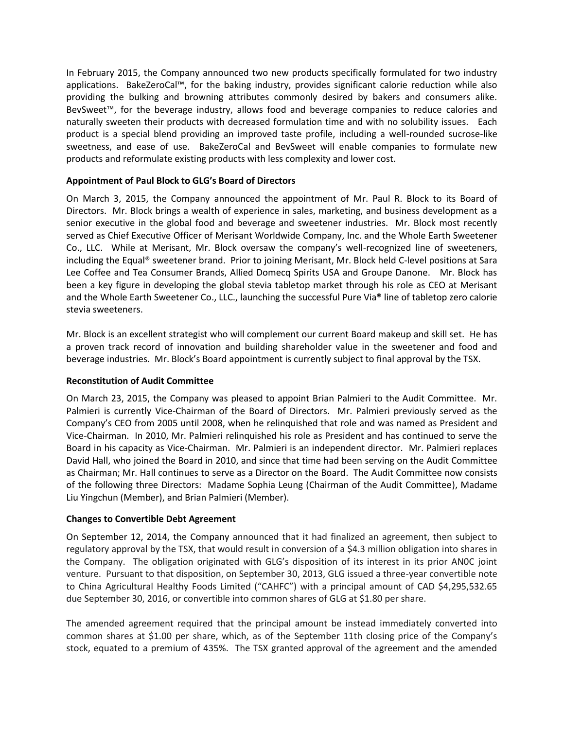In February 2015, the Company announced two new products specifically formulated for two industry applications. BakeZeroCal™, for the baking industry, provides significant calorie reduction while also providing the bulking and browning attributes commonly desired by bakers and consumers alike. BevSweet™, for the beverage industry, allows food and beverage companies to reduce calories and naturally sweeten their products with decreased formulation time and with no solubility issues. Each product is a special blend providing an improved taste profile, including a well-rounded sucrose-like sweetness, and ease of use. BakeZeroCal and BevSweet will enable companies to formulate new products and reformulate existing products with less complexity and lower cost.

**Appointment of Paul Block to GLG's Board of Directors**

On March 3, 2015, the Company announced the appointment of Mr. Paul R. Block to its Board of Directors. Mr. Block brings a wealth of experience in sales, marketing, and business development as a senior executive in the global food and beverage and sweetener industries. Mr. Block most recently served as Chief Executive Officer of Merisant Worldwide Company, Inc. and the Whole Earth Sweetener Co., LLC. While at Merisant, Mr. Block oversaw the company's well-recognized line of sweeteners, including the Equal® sweetener brand. Prior to joining Merisant, Mr. Block held C-level positions at Sara Lee Coffee and Tea Consumer Brands, Allied Domecq Spirits USA and Groupe Danone. Mr. Block has been a key figure in developing the global stevia tabletop market through his role as CEO at Merisant and the Whole Earth Sweetener Co., LLC., launching the successful Pure Via® line of tabletop zero calorie stevia sweeteners.

Mr. Block is an excellent strategist who will complement our current Board makeup and skill set. He has a proven track record of innovation and building shareholder value in the sweetener and food and beverage industries. Mr. Block's Board appointment is currently subject to final approval by the TSX.

**Reconstitution of Audit Committee**

On March 23, 2015, the Company was pleased to appoint Brian Palmieri to the Audit Committee. Mr. Palmieri is currently Vice-Chairman of the Board of Directors. Mr. Palmieri previously served as the Company's CEO from 2005 until 2008, when he relinquished that role and was named as President and Vice-Chairman. In 2010, Mr. Palmieri relinquished his role as President and has continued to serve the Board in his capacity as Vice-Chairman. Mr. Palmieri is an independent director. Mr. Palmieri replaces David Hall, who joined the Board in 2010, and since that time had been serving on the Audit Committee as Chairman; Mr. Hall continues to serve as a Director on the Board. The Audit Committee now consists of the following three Directors: Madame Sophia Leung (Chairman of the Audit Committee), Madame Liu Yingchun (Member), and Brian Palmieri (Member).

**Changes to Convertible Debt Agreement**

On September 12, 2014, the Company announced that it had finalized an agreement, then subject to regulatory approval by the TSX, that would result in conversion of a $4.3 million obligation into shares in the Company. The obligation originated with GLG's disposition of its interest in its prior AN0C joint venture. Pursuant to that disposition, on September 30, 2013, GLG issued a three-year convertible note to China Agricultural Healthy Foods Limited ("CAHFC") with a principal amount of CAD $4,295,532.65 due September 30, 2016, or convertible into common shares of GLG at $1.80 per share.

The amended agreement required that the principal amount be instead immediately converted into common shares at $1.00 per share, which, as of the September 11th closing price of the Company's stock, equated to a premium of 435%. The TSX granted approval of the agreement and the amended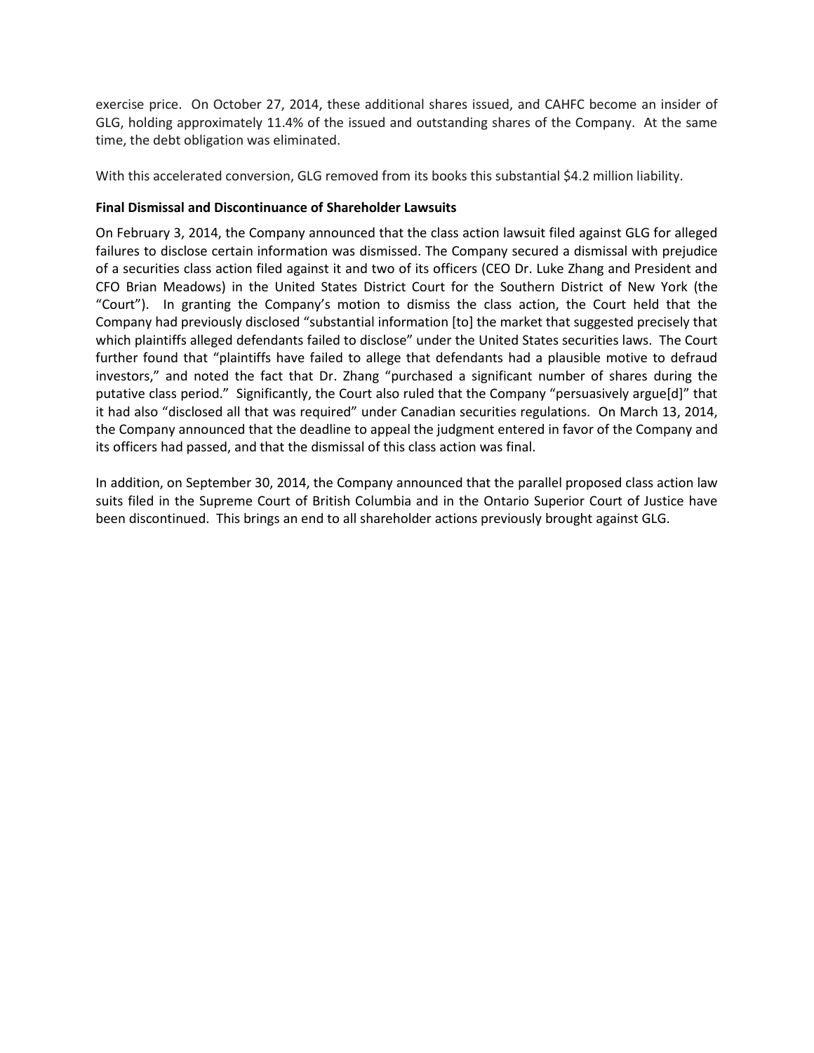exercise price. On October 27, 2014, these additional shares issued, and CAHFC become an insider of GLG, holding approximately 11.4% of the issued and outstanding shares of the Company. At the same time, the debt obligation was eliminated.

With this accelerated conversion, GLG removed from its books this substantial $4.2 million liability.

**Final Dismissal and Discontinuance of Shareholder Lawsuits**

On February 3, 2014, the Company announced that the class action lawsuit filed against GLG for alleged failures to disclose certain information was dismissed. The Company secured a dismissal with prejudice of a securities class action filed against it and two of its officers (CEO Dr. Luke Zhang and President and CFO Brian Meadows) in the United States District Court for the Southern District of New York (the "Court"). In granting the Company's motion to dismiss the class action, the Court held that the Company had previously disclosed "substantial information [to] the market that suggested precisely that which plaintiffs alleged defendants failed to disclose" under the United States securities laws. The Court further found that "plaintiffs have failed to allege that defendants had a plausible motive to defraud investors," and noted the fact that Dr. Zhang "purchased a significant number of shares during the putative class period." Significantly, the Court also ruled that the Company "persuasively argue[d]" that it had also "disclosed all that was required" under Canadian securities regulations. On March 13, 2014, the Company announced that the deadline to appeal the judgment entered in favor of the Company and its officers had passed, and that the dismissal of this class action was final.

In addition, on September 30, 2014, the Company announced that the parallel proposed class action law suits filed in the Supreme Court of British Columbia and in the Ontario Superior Court of Justice have been discontinued. This brings an end to all shareholder actions previously brought against GLG.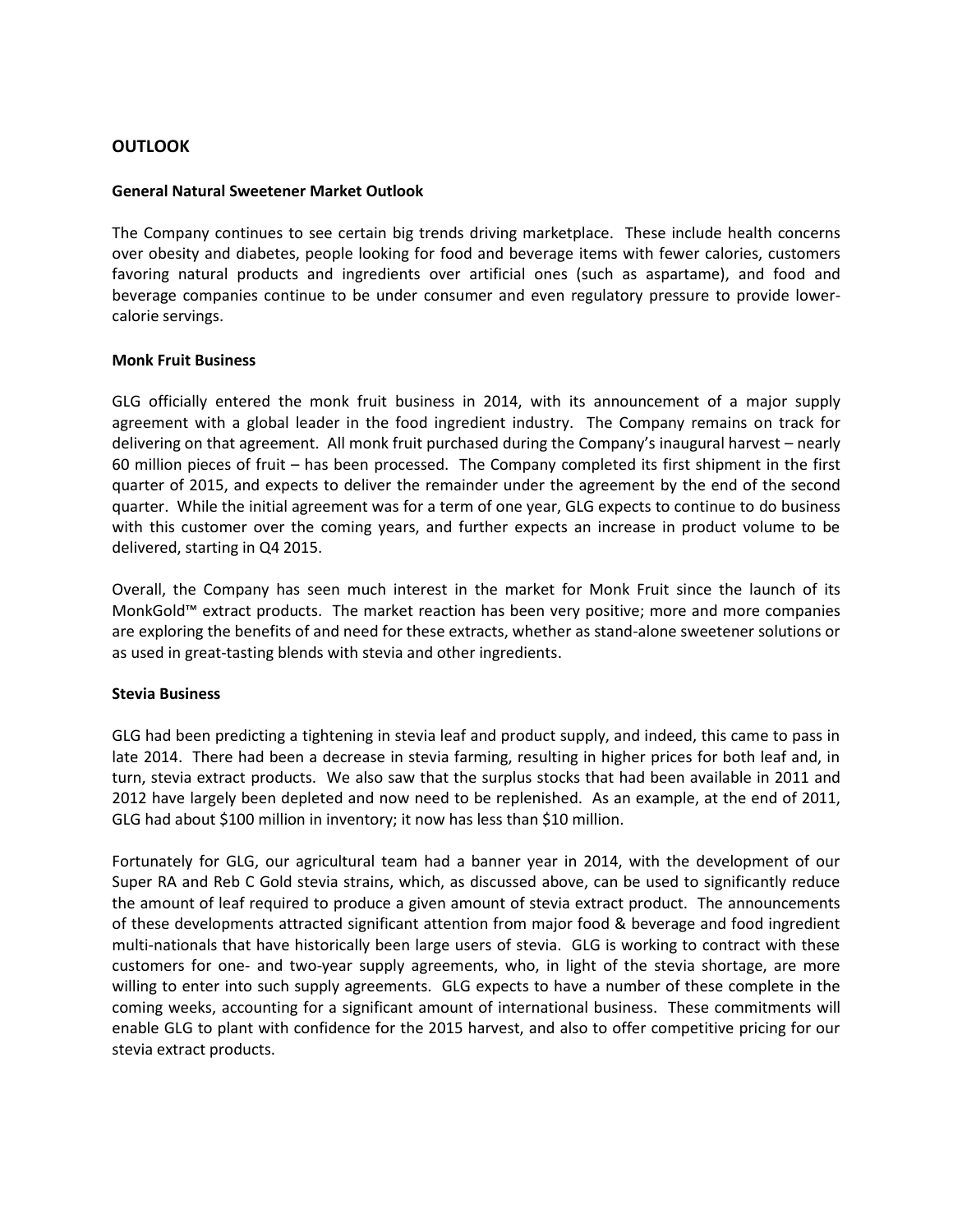## OUTLOOK

### General Natural Sweetener Market Outlook

The Company continues to see certain big trends driving marketplace. These include health concerns over obesity and diabetes, people looking for food and beverage items with fewer calories, customers favoring natural products and ingredients over artificial ones (such as aspartame), and food and beverage companies continue to be under consumer and even regulatory pressure to provide lower-calorie servings.

### Monk Fruit Business

GLG officially entered the monk fruit business in 2014, with its announcement of a major supply agreement with a global leader in the food ingredient industry. The Company remains on track for delivering on that agreement. All monk fruit purchased during the Company's inaugural harvest – nearly 60 million pieces of fruit – has been processed. The Company completed its first shipment in the first quarter of 2015, and expects to deliver the remainder under the agreement by the end of the second quarter. While the initial agreement was for a term of one year, GLG expects to continue to do business with this customer over the coming years, and further expects an increase in product volume to be delivered, starting in Q4 2015.

Overall, the Company has seen much interest in the market for Monk Fruit since the launch of its MonkGold™ extract products. The market reaction has been very positive; more and more companies are exploring the benefits of and need for these extracts, whether as stand-alone sweetener solutions or as used in great-tasting blends with stevia and other ingredients.

### Stevia Business

GLG had been predicting a tightening in stevia leaf and product supply, and indeed, this came to pass in late 2014. There had been a decrease in stevia farming, resulting in higher prices for both leaf and, in turn, stevia extract products. We also saw that the surplus stocks that had been available in 2011 and 2012 have largely been depleted and now need to be replenished. As an example, at the end of 2011, GLG had about $100 million in inventory; it now has less than $10 million.

Fortunately for GLG, our agricultural team had a banner year in 2014, with the development of our Super RA and Reb C Gold stevia strains, which, as discussed above, can be used to significantly reduce the amount of leaf required to produce a given amount of stevia extract product. The announcements of these developments attracted significant attention from major food & beverage and food ingredient multi-nationals that have historically been large users of stevia. GLG is working to contract with these customers for one- and two-year supply agreements, who, in light of the stevia shortage, are more willing to enter into such supply agreements. GLG expects to have a number of these complete in the coming weeks, accounting for a significant amount of international business. These commitments will enable GLG to plant with confidence for the 2015 harvest, and also to offer competitive pricing for our stevia extract products.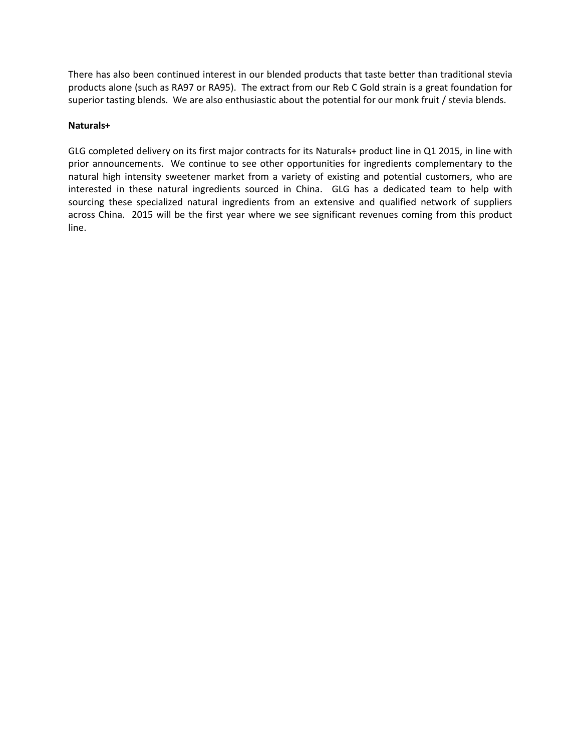There has also been continued interest in our blended products that taste better than traditional stevia products alone (such as RA97 or RA95). The extract from our Reb C Gold strain is a great foundation for superior tasting blends. We are also enthusiastic about the potential for our monk fruit / stevia blends.

**Naturals+**

GLG completed delivery on its first major contracts for its Naturals+ product line in Q1 2015, in line with prior announcements. We continue to see other opportunities for ingredients complementary to the natural high intensity sweetener market from a variety of existing and potential customers, who are interested in these natural ingredients sourced in China. GLG has a dedicated team to help with sourcing these specialized natural ingredients from an extensive and qualified network of suppliers across China. 2015 will be the first year where we see significant revenues coming from this product line.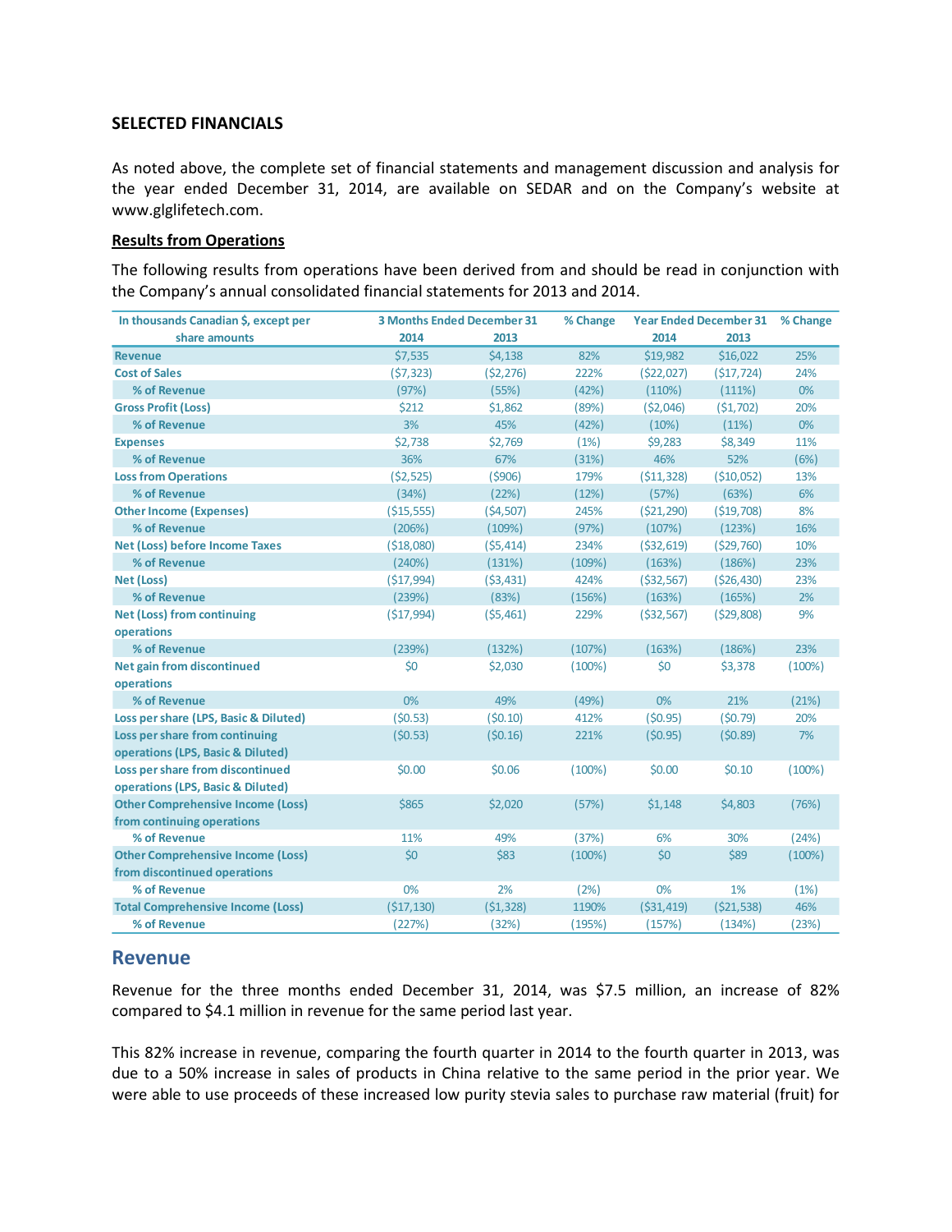**SELECTED FINANCIALS**

As noted above, the complete set of financial statements and management discussion and analysis for the year ended December 31, 2014, are available on SEDAR and on the Company's website at www.glglifetech.com.

**Results from Operations**

The following results from operations have been derived from and should be read in conjunction with the Company's annual consolidated financial statements for 2013 and 2014.

| In thousands Canadian $, except per share amounts | 3 Months Ended December 31 | | % Change | Year Ended December 31 | | % Change |
|---|---|---|---|---|---|---|
| | 2014 | 2013 | | 2014 | 2013 | |
| Revenue | $7,535 | $4,138 | 82% | $19,982 | $16,022 | 25% |
| Cost of Sales | ($7,323) | ($2,276) | 222% | ($22,027) | ($17,724) | 24% |
| % of Revenue | (97%) | (55%) | (42%) | (110%) | (111%) | 0% |
| Gross Profit (Loss) | $212 | $1,862 | (89%) | ($2,046) | ($1,702) | 20% |
| % of Revenue | 3% | 45% | (42%) | (10%) | (11%) | 0% |
| Expenses | $2,738 | $2,769 | (1%) | $9,283 | $8,349 | 11% |
| % of Revenue | 36% | 67% | (31%) | 46% | 52% | (6%) |
| Loss from Operations | ($2,525) | ($906) | 179% | ($11,328) | ($10,052) | 13% |
| % of Revenue | (34%) | (22%) | (12%) | (57%) | (63%) | 6% |
| Other Income (Expenses) | ($15,555) | ($4,507) | 245% | ($21,290) | ($19,708) | 8% |
| % of Revenue | (206%) | (109%) | (97%) | (107%) | (123%) | 16% |
| Net (Loss) before Income Taxes | ($18,080) | ($5,414) | 234% | ($32,619) | ($29,760) | 10% |
| % of Revenue | (240%) | (131%) | (109%) | (163%) | (186%) | 23% |
| Net (Loss) | ($17,994) | ($3,431) | 424% | ($32,567) | ($26,430) | 23% |
| % of Revenue | (239%) | (83%) | (156%) | (163%) | (165%) | 2% |
| Net (Loss) from continuing operations | ($17,994) | ($5,461) | 229% | ($32,567) | ($29,808) | 9% |
| % of Revenue | (239%) | (132%) | (107%) | (163%) | (186%) | 23% |
| Net gain from discontinued operations | $0 | $2,030 | (100%) | $0 | $3,378 | (100%) |
| % of Revenue | 0% | 49% | (49%) | 0% | 21% | (21%) |
| Loss per share (LPS, Basic & Diluted) | ($0.53) | ($0.10) | 412% | ($0.95) | ($0.79) | 20% |
| Loss per share from continuing operations (LPS, Basic & Diluted) | ($0.53) | ($0.16) | 221% | ($0.95) | ($0.89) | 7% |
| Loss per share from discontinued operations (LPS, Basic & Diluted) | $0.00 | $0.06 | (100%) | $0.00 | $0.10 | (100%) |
| Other Comprehensive Income (Loss) from continuing operations | $865 | $2,020 | (57%) | $1,148 | $4,803 | (76%) |
| % of Revenue | 11% | 49% | (37%) | 6% | 30% | (24%) |
| Other Comprehensive Income (Loss) from discontinued operations | $0 | $83 | (100%) | $0 | $89 | (100%) |
| % of Revenue | 0% | 2% | (2%) | 0% | 1% | (1%) |
| Total Comprehensive Income (Loss) | ($17,130) | ($1,328) | 1190% | ($31,419) | ($21,538) | 46% |
| % of Revenue | (227%) | (32%) | (195%) | (157%) | (134%) | (23%) |

## Revenue

Revenue for the three months ended December 31, 2014, was $7.5 million, an increase of 82% compared to $4.1 million in revenue for the same period last year.

This 82% increase in revenue, comparing the fourth quarter in 2014 to the fourth quarter in 2013, was due to a 50% increase in sales of products in China relative to the same period in the prior year. We were able to use proceeds of these increased low purity stevia sales to purchase raw material (fruit) for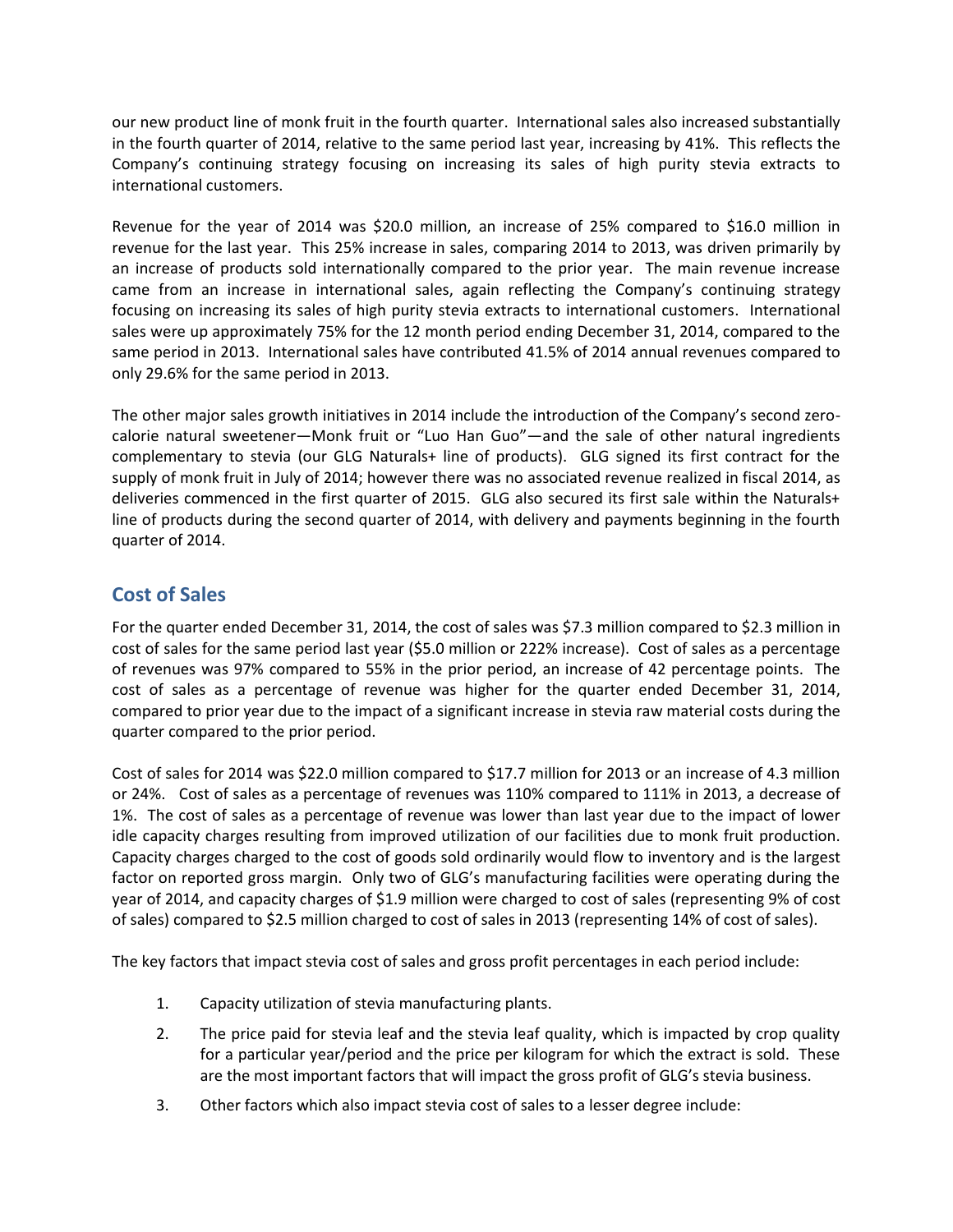our new product line of monk fruit in the fourth quarter. International sales also increased substantially in the fourth quarter of 2014, relative to the same period last year, increasing by 41%. This reflects the Company's continuing strategy focusing on increasing its sales of high purity stevia extracts to international customers.

Revenue for the year of 2014 was $20.0 million, an increase of 25% compared to $16.0 million in revenue for the last year. This 25% increase in sales, comparing 2014 to 2013, was driven primarily by an increase of products sold internationally compared to the prior year. The main revenue increase came from an increase in international sales, again reflecting the Company's continuing strategy focusing on increasing its sales of high purity stevia extracts to international customers. International sales were up approximately 75% for the 12 month period ending December 31, 2014, compared to the same period in 2013. International sales have contributed 41.5% of 2014 annual revenues compared to only 29.6% for the same period in 2013.

The other major sales growth initiatives in 2014 include the introduction of the Company's second zero-calorie natural sweetener—Monk fruit or "Luo Han Guo"—and the sale of other natural ingredients complementary to stevia (our GLG Naturals+ line of products). GLG signed its first contract for the supply of monk fruit in July of 2014; however there was no associated revenue realized in fiscal 2014, as deliveries commenced in the first quarter of 2015. GLG also secured its first sale within the Naturals+ line of products during the second quarter of 2014, with delivery and payments beginning in the fourth quarter of 2014.

## Cost of Sales

For the quarter ended December 31, 2014, the cost of sales was $7.3 million compared to $2.3 million in cost of sales for the same period last year ($5.0 million or 222% increase). Cost of sales as a percentage of revenues was 97% compared to 55% in the prior period, an increase of 42 percentage points. The cost of sales as a percentage of revenue was higher for the quarter ended December 31, 2014, compared to prior year due to the impact of a significant increase in stevia raw material costs during the quarter compared to the prior period.

Cost of sales for 2014 was $22.0 million compared to $17.7 million for 2013 or an increase of 4.3 million or 24%. Cost of sales as a percentage of revenues was 110% compared to 111% in 2013, a decrease of 1%. The cost of sales as a percentage of revenue was lower than last year due to the impact of lower idle capacity charges resulting from improved utilization of our facilities due to monk fruit production. Capacity charges charged to the cost of goods sold ordinarily would flow to inventory and is the largest factor on reported gross margin. Only two of GLG's manufacturing facilities were operating during the year of 2014, and capacity charges of $1.9 million were charged to cost of sales (representing 9% of cost of sales) compared to $2.5 million charged to cost of sales in 2013 (representing 14% of cost of sales).

The key factors that impact stevia cost of sales and gross profit percentages in each period include:

1. Capacity utilization of stevia manufacturing plants.
2. The price paid for stevia leaf and the stevia leaf quality, which is impacted by crop quality for a particular year/period and the price per kilogram for which the extract is sold. These are the most important factors that will impact the gross profit of GLG's stevia business.
3. Other factors which also impact stevia cost of sales to a lesser degree include: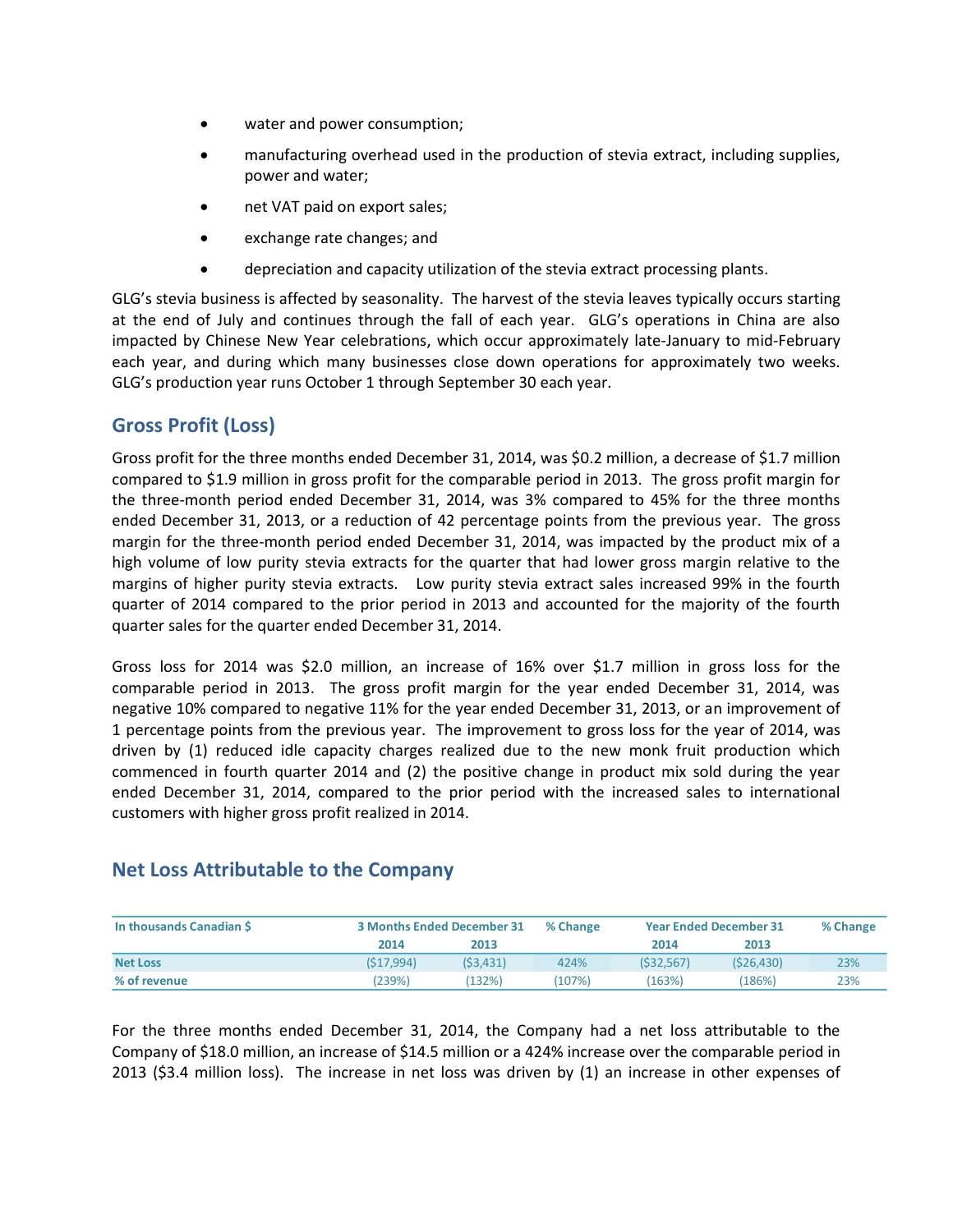- water and power consumption;
- manufacturing overhead used in the production of stevia extract, including supplies, power and water;
- net VAT paid on export sales;
- exchange rate changes; and
- depreciation and capacity utilization of the stevia extract processing plants.

GLG's stevia business is affected by seasonality. The harvest of the stevia leaves typically occurs starting at the end of July and continues through the fall of each year. GLG's operations in China are also impacted by Chinese New Year celebrations, which occur approximately late-January to mid-February each year, and during which many businesses close down operations for approximately two weeks. GLG's production year runs October 1 through September 30 each year.

## Gross Profit (Loss)

Gross profit for the three months ended December 31, 2014, was $0.2 million, a decrease of $1.7 million compared to $1.9 million in gross profit for the comparable period in 2013. The gross profit margin for the three-month period ended December 31, 2014, was 3% compared to 45% for the three months ended December 31, 2013, or a reduction of 42 percentage points from the previous year. The gross margin for the three-month period ended December 31, 2014, was impacted by the product mix of a high volume of low purity stevia extracts for the quarter that had lower gross margin relative to the margins of higher purity stevia extracts. Low purity stevia extract sales increased 99% in the fourth quarter of 2014 compared to the prior period in 2013 and accounted for the majority of the fourth quarter sales for the quarter ended December 31, 2014.

Gross loss for 2014 was $2.0 million, an increase of 16% over $1.7 million in gross loss for the comparable period in 2013. The gross profit margin for the year ended December 31, 2014, was negative 10% compared to negative 11% for the year ended December 31, 2013, or an improvement of 1 percentage points from the previous year. The improvement to gross loss for the year of 2014, was driven by (1) reduced idle capacity charges realized due to the new monk fruit production which commenced in fourth quarter 2014 and (2) the positive change in product mix sold during the year ended December 31, 2014, compared to the prior period with the increased sales to international customers with higher gross profit realized in 2014.

## Net Loss Attributable to the Company

| In thousands Canadian $ | 3 Months Ended December 31 | | % Change | Year Ended December 31 | | % Change |
|---|---|---|---|---|---|---|
| | 2014 | 2013 | | 2014 | 2013 | |
| **Net Loss** | ($17,994) | ($3,431) | 424% | ($32,567) | ($26,430) | 23% |
| **% of revenue** | (239%) | (132%) | (107%) | (163%) | (186%) | 23% |

For the three months ended December 31, 2014, the Company had a net loss attributable to the Company of $18.0 million, an increase of $14.5 million or a 424% increase over the comparable period in 2013 ($3.4 million loss). The increase in net loss was driven by (1) an increase in other expenses of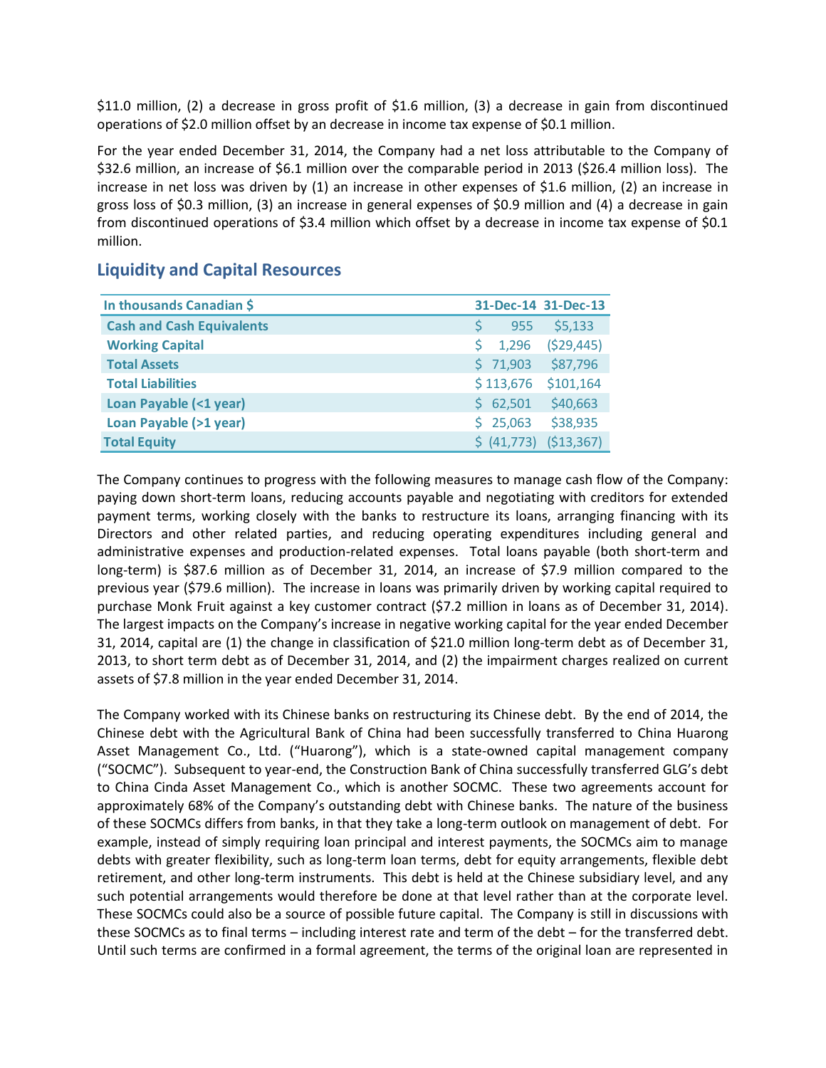$11.0 million, (2) a decrease in gross profit of $1.6 million, (3) a decrease in gain from discontinued operations of $2.0 million offset by an decrease in income tax expense of $0.1 million.

For the year ended December 31, 2014, the Company had a net loss attributable to the Company of $32.6 million, an increase of $6.1 million over the comparable period in 2013 ($26.4 million loss). The increase in net loss was driven by (1) an increase in other expenses of $1.6 million, (2) an increase in gross loss of $0.3 million, (3) an increase in general expenses of $0.9 million and (4) a decrease in gain from discontinued operations of $3.4 million which offset by a decrease in income tax expense of $0.1 million.

## Liquidity and Capital Resources

| In thousands Canadian $ | 31-Dec-14 | 31-Dec-13 |
|---|---|---|
| Cash and Cash Equivalents | $ 955 | $5,133 |
| Working Capital | $ 1,296 | ($29,445) |
| Total Assets | $ 71,903 | $87,796 |
| Total Liabilities | $ 113,676 | $101,164 |
| Loan Payable (<1 year) | $ 62,501 | $40,663 |
| Loan Payable (>1 year) | $ 25,063 | $38,935 |
| Total Equity | $ (41,773) | ($13,367) |

The Company continues to progress with the following measures to manage cash flow of the Company: paying down short-term loans, reducing accounts payable and negotiating with creditors for extended payment terms, working closely with the banks to restructure its loans, arranging financing with its Directors and other related parties, and reducing operating expenditures including general and administrative expenses and production-related expenses. Total loans payable (both short-term and long-term) is $87.6 million as of December 31, 2014, an increase of $7.9 million compared to the previous year ($79.6 million). The increase in loans was primarily driven by working capital required to purchase Monk Fruit against a key customer contract ($7.2 million in loans as of December 31, 2014). The largest impacts on the Company's increase in negative working capital for the year ended December 31, 2014, capital are (1) the change in classification of $21.0 million long-term debt as of December 31, 2013, to short term debt as of December 31, 2014, and (2) the impairment charges realized on current assets of $7.8 million in the year ended December 31, 2014.

The Company worked with its Chinese banks on restructuring its Chinese debt. By the end of 2014, the Chinese debt with the Agricultural Bank of China had been successfully transferred to China Huarong Asset Management Co., Ltd. ("Huarong"), which is a state-owned capital management company ("SOCMC"). Subsequent to year-end, the Construction Bank of China successfully transferred GLG's debt to China Cinda Asset Management Co., which is another SOCMC. These two agreements account for approximately 68% of the Company's outstanding debt with Chinese banks. The nature of the business of these SOCMCs differs from banks, in that they take a long-term outlook on management of debt. For example, instead of simply requiring loan principal and interest payments, the SOCMCs aim to manage debts with greater flexibility, such as long-term loan terms, debt for equity arrangements, flexible debt retirement, and other long-term instruments. This debt is held at the Chinese subsidiary level, and any such potential arrangements would therefore be done at that level rather than at the corporate level. These SOCMCs could also be a source of possible future capital. The Company is still in discussions with these SOCMCs as to final terms – including interest rate and term of the debt – for the transferred debt. Until such terms are confirmed in a formal agreement, the terms of the original loan are represented in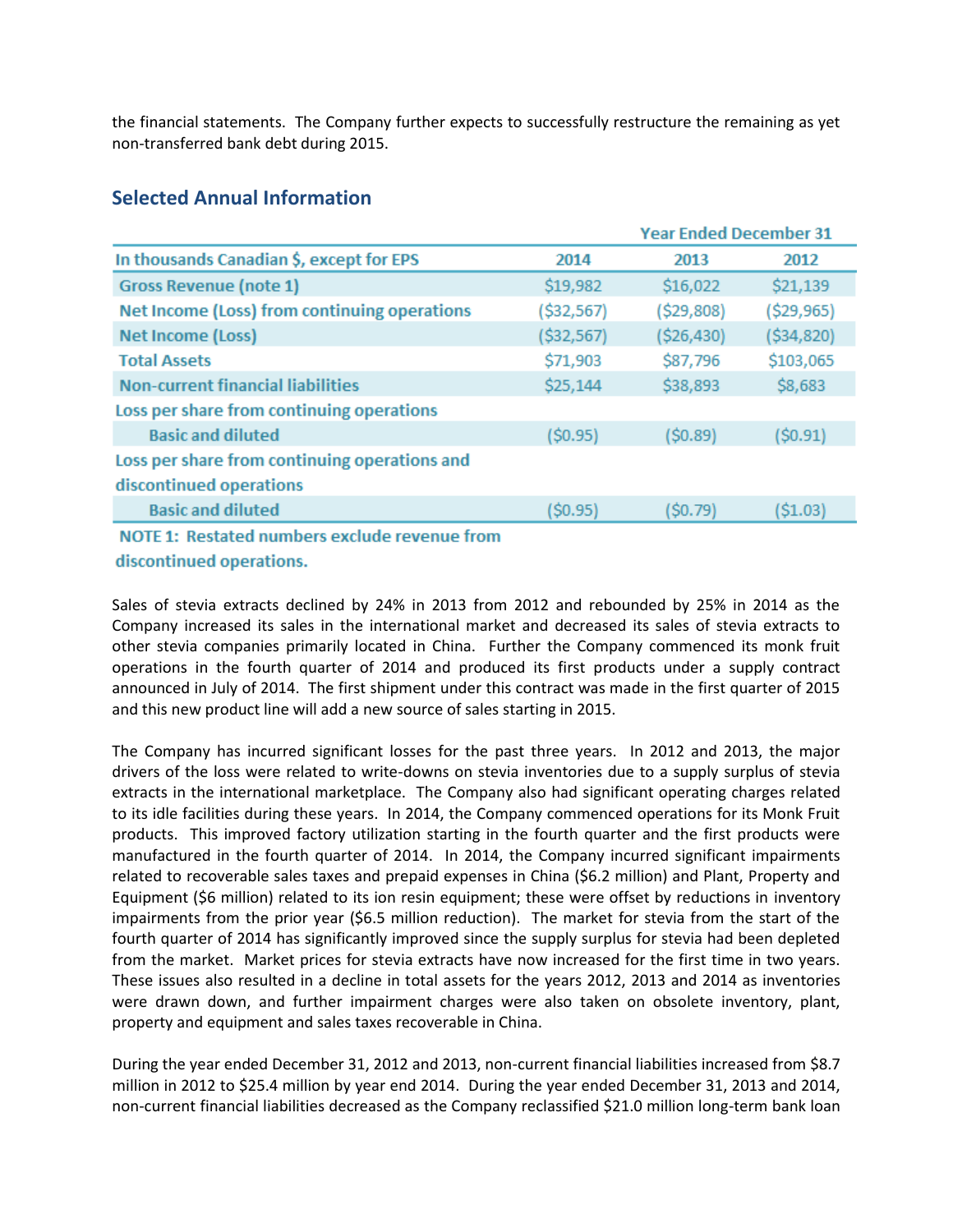the financial statements. The Company further expects to successfully restructure the remaining as yet non-transferred bank debt during 2015.

## Selected Annual Information

| | Year Ended December 31 | | |
|---|---|---|---|
| In thousands Canadian $, except for EPS | 2014 | 2013 | 2012 |
| Gross Revenue (note 1) | $19,982 | $16,022 | $21,139 |
| Net Income (Loss) from continuing operations | ($32,567) | ($29,808) | ($29,965) |
| Net Income (Loss) | ($32,567) | ($26,430) | ($34,820) |
| Total Assets | $71,903 | $87,796 | $103,065 |
| Non-current financial liabilities | $25,144 | $38,893 | $8,683 |
| Loss per share from continuing operations | | | |
| Basic and diluted | ($0.95) | ($0.89) | ($0.91) |
| Loss per share from continuing operations and discontinued operations | | | |
| Basic and diluted | ($0.95) | ($0.79) | ($1.03) |

NOTE 1: Restated numbers exclude revenue from discontinued operations.

Sales of stevia extracts declined by 24% in 2013 from 2012 and rebounded by 25% in 2014 as the Company increased its sales in the international market and decreased its sales of stevia extracts to other stevia companies primarily located in China. Further the Company commenced its monk fruit operations in the fourth quarter of 2014 and produced its first products under a supply contract announced in July of 2014. The first shipment under this contract was made in the first quarter of 2015 and this new product line will add a new source of sales starting in 2015.

The Company has incurred significant losses for the past three years. In 2012 and 2013, the major drivers of the loss were related to write-downs on stevia inventories due to a supply surplus of stevia extracts in the international marketplace. The Company also had significant operating charges related to its idle facilities during these years. In 2014, the Company commenced operations for its Monk Fruit products. This improved factory utilization starting in the fourth quarter and the first products were manufactured in the fourth quarter of 2014. In 2014, the Company incurred significant impairments related to recoverable sales taxes and prepaid expenses in China ($6.2 million) and Plant, Property and Equipment ($6 million) related to its ion resin equipment; these were offset by reductions in inventory impairments from the prior year ($6.5 million reduction). The market for stevia from the start of the fourth quarter of 2014 has significantly improved since the supply surplus for stevia had been depleted from the market. Market prices for stevia extracts have now increased for the first time in two years. These issues also resulted in a decline in total assets for the years 2012, 2013 and 2014 as inventories were drawn down, and further impairment charges were also taken on obsolete inventory, plant, property and equipment and sales taxes recoverable in China.

During the year ended December 31, 2012 and 2013, non-current financial liabilities increased from $8.7 million in 2012 to $25.4 million by year end 2014. During the year ended December 31, 2013 and 2014, non-current financial liabilities decreased as the Company reclassified $21.0 million long-term bank loan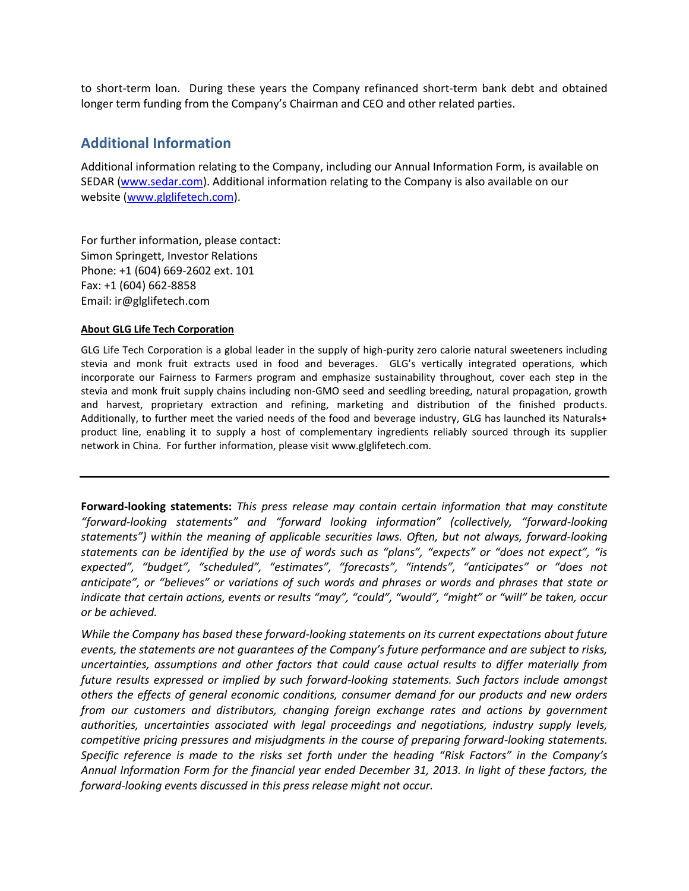to short-term loan. During these years the Company refinanced short-term bank debt and obtained longer term funding from the Company's Chairman and CEO and other related parties.

## Additional Information

Additional information relating to the Company, including our Annual Information Form, is available on SEDAR (www.sedar.com). Additional information relating to the Company is also available on our website (www.glglifetech.com).

For further information, please contact:
Simon Springett, Investor Relations
Phone: +1 (604) 669-2602 ext. 101
Fax: +1 (604) 662-8858
Email: ir@glglifetech.com

**About GLG Life Tech Corporation**

GLG Life Tech Corporation is a global leader in the supply of high-purity zero calorie natural sweeteners including stevia and monk fruit extracts used in food and beverages. GLG's vertically integrated operations, which incorporate our Fairness to Farmers program and emphasize sustainability throughout, cover each step in the stevia and monk fruit supply chains including non-GMO seed and seedling breeding, natural propagation, growth and harvest, proprietary extraction and refining, marketing and distribution of the finished products. Additionally, to further meet the varied needs of the food and beverage industry, GLG has launched its Naturals+ product line, enabling it to supply a host of complementary ingredients reliably sourced through its supplier network in China. For further information, please visit www.glglifetech.com.

---

**Forward-looking statements:** *This press release may contain certain information that may constitute "forward-looking statements" and "forward looking information" (collectively, "forward-looking statements") within the meaning of applicable securities laws. Often, but not always, forward-looking statements can be identified by the use of words such as "plans", "expects" or "does not expect", "is expected", "budget", "scheduled", "estimates", "forecasts", "intends", "anticipates" or "does not anticipate", or "believes" or variations of such words and phrases or words and phrases that state or indicate that certain actions, events or results "may", "could", "would", "might" or "will" be taken, occur or be achieved.*

*While the Company has based these forward-looking statements on its current expectations about future events, the statements are not guarantees of the Company's future performance and are subject to risks, uncertainties, assumptions and other factors that could cause actual results to differ materially from future results expressed or implied by such forward-looking statements. Such factors include amongst others the effects of general economic conditions, consumer demand for our products and new orders from our customers and distributors, changing foreign exchange rates and actions by government authorities, uncertainties associated with legal proceedings and negotiations, industry supply levels, competitive pricing pressures and misjudgments in the course of preparing forward-looking statements. Specific reference is made to the risks set forth under the heading "Risk Factors" in the Company's Annual Information Form for the financial year ended December 31, 2013. In light of these factors, the forward-looking events discussed in this press release might not occur.*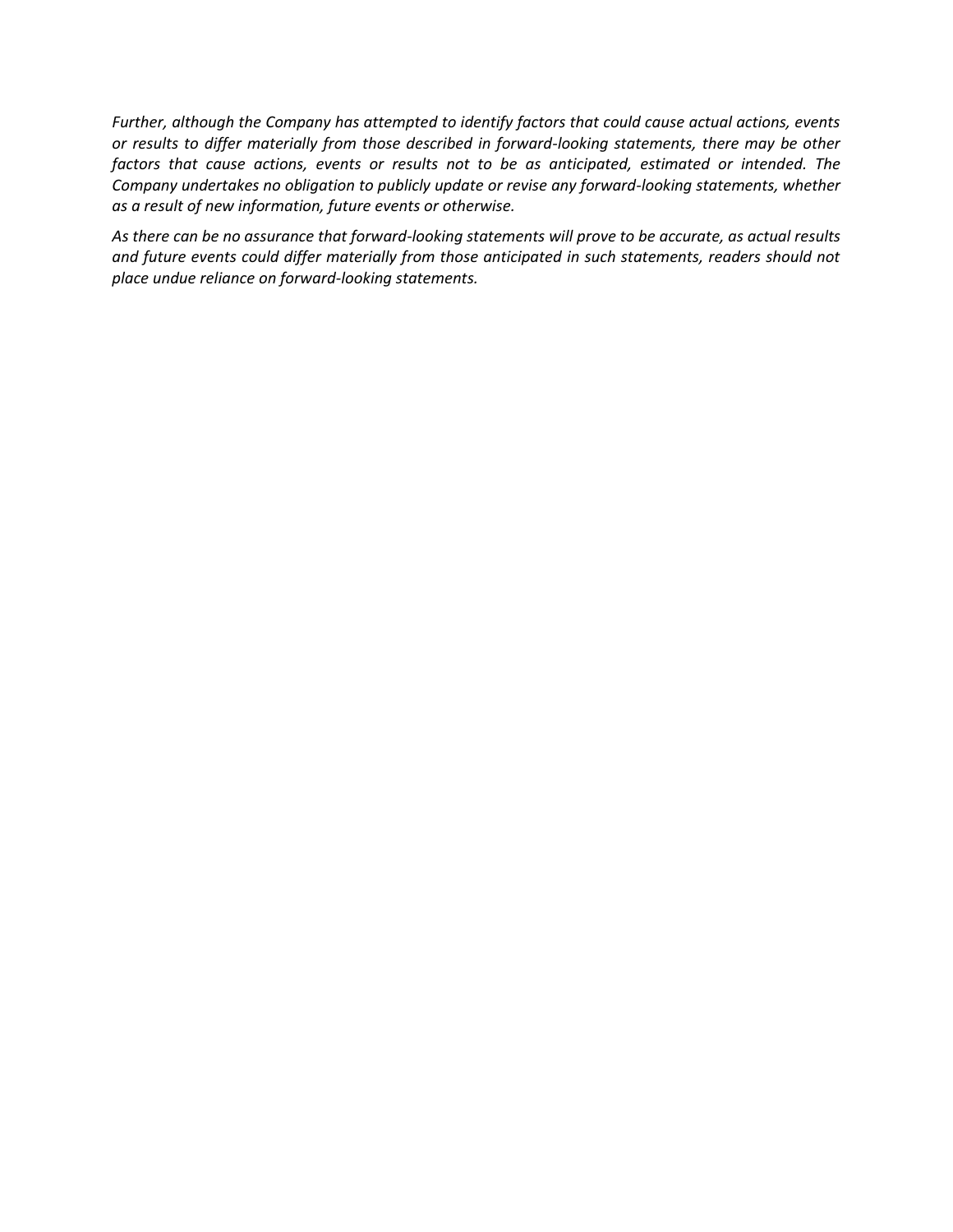*Further, although the Company has attempted to identify factors that could cause actual actions, events or results to differ materially from those described in forward-looking statements, there may be other factors that cause actions, events or results not to be as anticipated, estimated or intended. The Company undertakes no obligation to publicly update or revise any forward-looking statements, whether as a result of new information, future events or otherwise.*

*As there can be no assurance that forward-looking statements will prove to be accurate, as actual results and future events could differ materially from those anticipated in such statements, readers should not place undue reliance on forward-looking statements.*